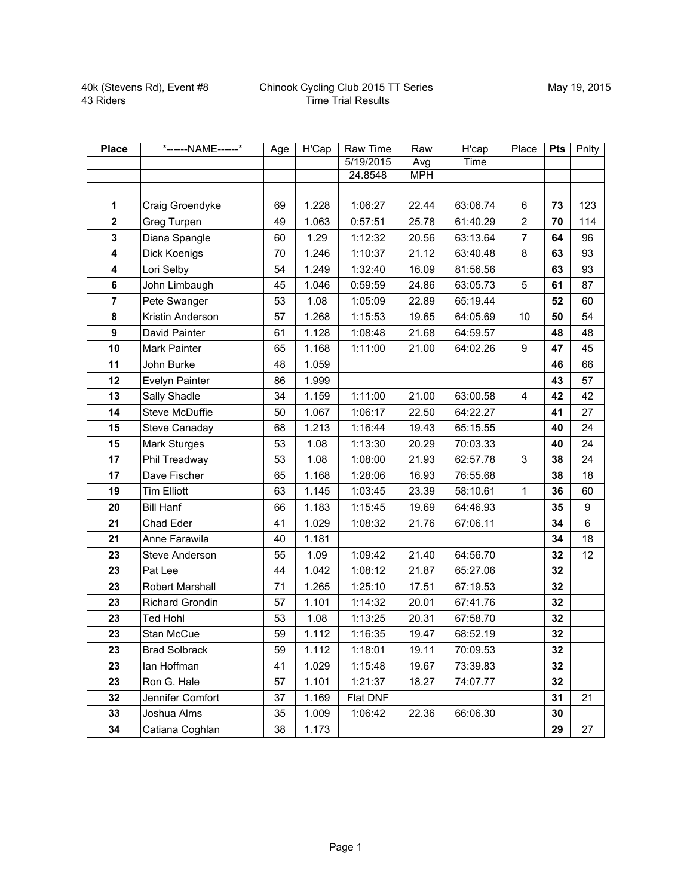40k (Stevens Rd), Event #8
43 Riders

Chinook Cycling Club 2015 TT Series
Time Trial Results

May 19, 2015

| Place | *------NAME------* | Age | H'Cap | Raw Time | Raw | H'cap | Place | Pts | Pnlty |
|---|---|---|---|---|---|---|---|---|---|
| | | | | 5/19/2015 | Avg | Time | | | |
| | | | | 24.8548 | MPH | | | | |
| | | | | | | | | | |
| **1** | Craig Groendyke | 69 | 1.228 | 1:06:27 | 22.44 | 63:06.74 | 6 | **73** | 123 |
| **2** | Greg Turpen | 49 | 1.063 | 0:57:51 | 25.78 | 61:40.29 | 2 | **70** | 114 |
| **3** | Diana Spangle | 60 | 1.29 | 1:12:32 | 20.56 | 63:13.64 | 7 | **64** | 96 |
| **4** | Dick Koenigs | 70 | 1.246 | 1:10:37 | 21.12 | 63:40.48 | 8 | **63** | 93 |
| **4** | Lori Selby | 54 | 1.249 | 1:32:40 | 16.09 | 81:56.56 | | **63** | 93 |
| **6** | John Limbaugh | 45 | 1.046 | 0:59:59 | 24.86 | 63:05.73 | 5 | **61** | 87 |
| **7** | Pete Swanger | 53 | 1.08 | 1:05:09 | 22.89 | 65:19.44 | | **52** | 60 |
| **8** | Kristin Anderson | 57 | 1.268 | 1:15:53 | 19.65 | 64:05.69 | 10 | **50** | 54 |
| **9** | David Painter | 61 | 1.128 | 1:08:48 | 21.68 | 64:59.57 | | **48** | 48 |
| **10** | Mark Painter | 65 | 1.168 | 1:11:00 | 21.00 | 64:02.26 | 9 | **47** | 45 |
| **11** | John Burke | 48 | 1.059 | | | | | **46** | 66 |
| **12** | Evelyn Painter | 86 | 1.999 | | | | | **43** | 57 |
| **13** | Sally Shadle | 34 | 1.159 | 1:11:00 | 21.00 | 63:00.58 | 4 | **42** | 42 |
| **14** | Steve McDuffie | 50 | 1.067 | 1:06:17 | 22.50 | 64:22.27 | | **41** | 27 |
| **15** | Steve Canaday | 68 | 1.213 | 1:16:44 | 19.43 | 65:15.55 | | **40** | 24 |
| **15** | Mark Sturges | 53 | 1.08 | 1:13:30 | 20.29 | 70:03.33 | | **40** | 24 |
| **17** | Phil Treadway | 53 | 1.08 | 1:08:00 | 21.93 | 62:57.78 | 3 | **38** | 24 |
| **17** | Dave Fischer | 65 | 1.168 | 1:28:06 | 16.93 | 76:55.68 | | **38** | 18 |
| **19** | Tim Elliott | 63 | 1.145 | 1:03:45 | 23.39 | 58:10.61 | 1 | **36** | 60 |
| **20** | Bill Hanf | 66 | 1.183 | 1:15:45 | 19.69 | 64:46.93 | | **35** | 9 |
| **21** | Chad Eder | 41 | 1.029 | 1:08:32 | 21.76 | 67:06.11 | | **34** | 6 |
| **21** | Anne Farawila | 40 | 1.181 | | | | | **34** | 18 |
| **23** | Steve Anderson | 55 | 1.09 | 1:09:42 | 21.40 | 64:56.70 | | **32** | 12 |
| **23** | Pat Lee | 44 | 1.042 | 1:08:12 | 21.87 | 65:27.06 | | **32** | |
| **23** | Robert Marshall | 71 | 1.265 | 1:25:10 | 17.51 | 67:19.53 | | **32** | |
| **23** | Richard Grondin | 57 | 1.101 | 1:14:32 | 20.01 | 67:41.76 | | **32** | |
| **23** | Ted Hohl | 53 | 1.08 | 1:13:25 | 20.31 | 67:58.70 | | **32** | |
| **23** | Stan McCue | 59 | 1.112 | 1:16:35 | 19.47 | 68:52.19 | | **32** | |
| **23** | Brad Solbrack | 59 | 1.112 | 1:18:01 | 19.11 | 70:09.53 | | **32** | |
| **23** | Ian Hoffman | 41 | 1.029 | 1:15:48 | 19.67 | 73:39.83 | | **32** | |
| **23** | Ron G. Hale | 57 | 1.101 | 1:21:37 | 18.27 | 74:07.77 | | **32** | |
| **32** | Jennifer Comfort | 37 | 1.169 | Flat DNF | | | | **31** | 21 |
| **33** | Joshua Alms | 35 | 1.009 | 1:06:42 | 22.36 | 66:06.30 | | **30** | |
| **34** | Catiana Coghlan | 38 | 1.173 | | | | | **29** | 27 |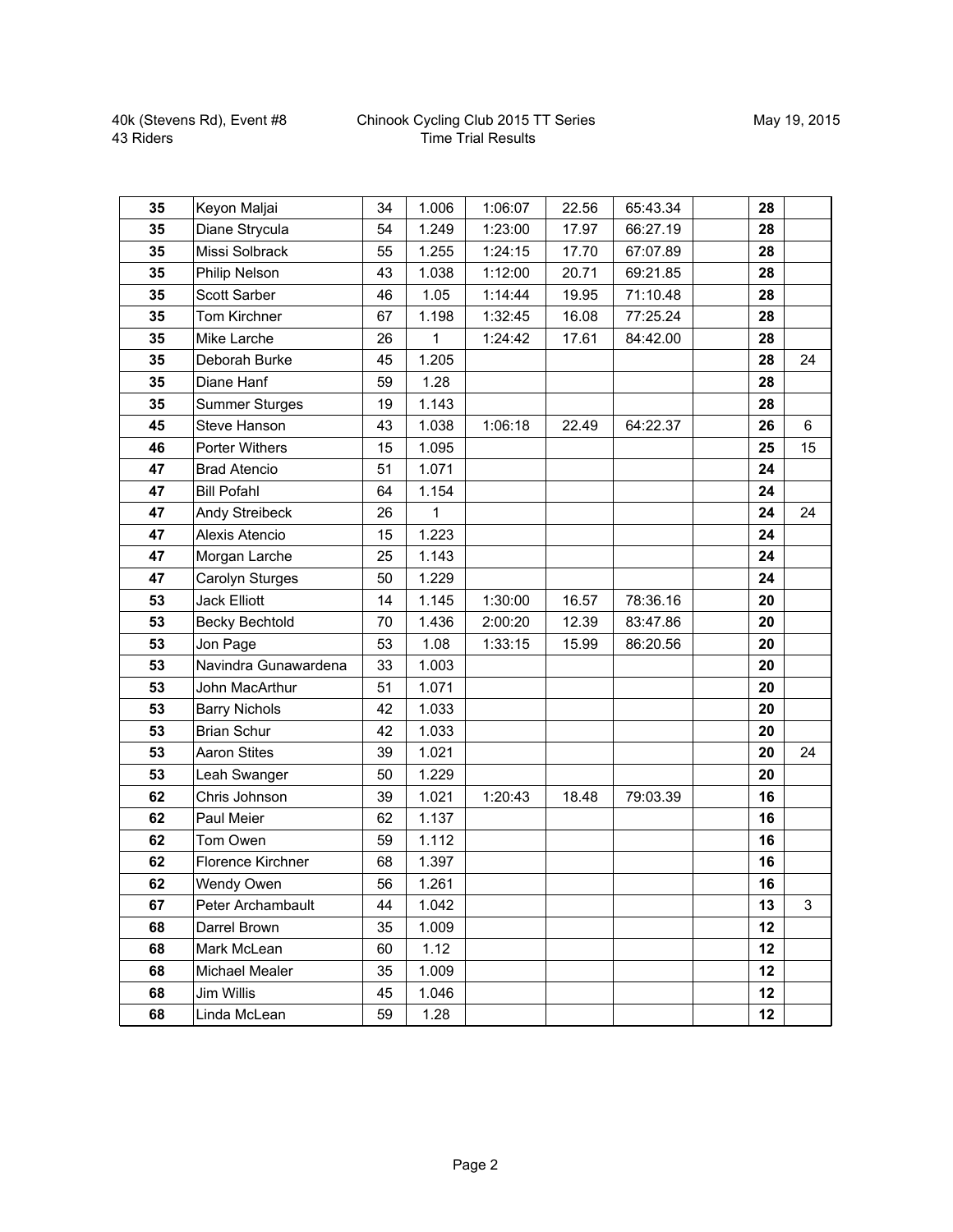40k (Stevens Rd), Event #8
43 Riders

Chinook Cycling Club 2015 TT Series
Time Trial Results

May 19, 2015

| | | | | | | | | | |
|---|---|---|---|---|---|---|---|---|---|
| **35** | Keyon Maljai | 34 | 1.006 | 1:06:07 | 22.56 | 65:43.34 | | **28** | |
| **35** | Diane Strycula | 54 | 1.249 | 1:23:00 | 17.97 | 66:27.19 | | **28** | |
| **35** | Missi Solbrack | 55 | 1.255 | 1:24:15 | 17.70 | 67:07.89 | | **28** | |
| **35** | Philip Nelson | 43 | 1.038 | 1:12:00 | 20.71 | 69:21.85 | | **28** | |
| **35** | Scott Sarber | 46 | 1.05 | 1:14:44 | 19.95 | 71:10.48 | | **28** | |
| **35** | Tom Kirchner | 67 | 1.198 | 1:32:45 | 16.08 | 77:25.24 | | **28** | |
| **35** | Mike Larche | 26 | 1 | 1:24:42 | 17.61 | 84:42.00 | | **28** | |
| **35** | Deborah Burke | 45 | 1.205 | | | | | **28** | 24 |
| **35** | Diane Hanf | 59 | 1.28 | | | | | **28** | |
| **35** | Summer Sturges | 19 | 1.143 | | | | | **28** | |
| **45** | Steve Hanson | 43 | 1.038 | 1:06:18 | 22.49 | 64:22.37 | | **26** | 6 |
| **46** | Porter Withers | 15 | 1.095 | | | | | **25** | 15 |
| **47** | Brad Atencio | 51 | 1.071 | | | | | **24** | |
| **47** | Bill Pofahl | 64 | 1.154 | | | | | **24** | |
| **47** | Andy Streibeck | 26 | 1 | | | | | **24** | 24 |
| **47** | Alexis Atencio | 15 | 1.223 | | | | | **24** | |
| **47** | Morgan Larche | 25 | 1.143 | | | | | **24** | |
| **47** | Carolyn Sturges | 50 | 1.229 | | | | | **24** | |
| **53** | Jack Elliott | 14 | 1.145 | 1:30:00 | 16.57 | 78:36.16 | | **20** | |
| **53** | Becky Bechtold | 70 | 1.436 | 2:00:20 | 12.39 | 83:47.86 | | **20** | |
| **53** | Jon Page | 53 | 1.08 | 1:33:15 | 15.99 | 86:20.56 | | **20** | |
| **53** | Navindra Gunawardena | 33 | 1.003 | | | | | **20** | |
| **53** | John MacArthur | 51 | 1.071 | | | | | **20** | |
| **53** | Barry Nichols | 42 | 1.033 | | | | | **20** | |
| **53** | Brian Schur | 42 | 1.033 | | | | | **20** | |
| **53** | Aaron Stites | 39 | 1.021 | | | | | **20** | 24 |
| **53** | Leah Swanger | 50 | 1.229 | | | | | **20** | |
| **62** | Chris Johnson | 39 | 1.021 | 1:20:43 | 18.48 | 79:03.39 | | **16** | |
| **62** | Paul Meier | 62 | 1.137 | | | | | **16** | |
| **62** | Tom Owen | 59 | 1.112 | | | | | **16** | |
| **62** | Florence Kirchner | 68 | 1.397 | | | | | **16** | |
| **62** | Wendy Owen | 56 | 1.261 | | | | | **16** | |
| **67** | Peter Archambault | 44 | 1.042 | | | | | **13** | 3 |
| **68** | Darrel Brown | 35 | 1.009 | | | | | **12** | |
| **68** | Mark McLean | 60 | 1.12 | | | | | **12** | |
| **68** | Michael Mealer | 35 | 1.009 | | | | | **12** | |
| **68** | Jim Willis | 45 | 1.046 | | | | | **12** | |
| **68** | Linda McLean | 59 | 1.28 | | | | | **12** | |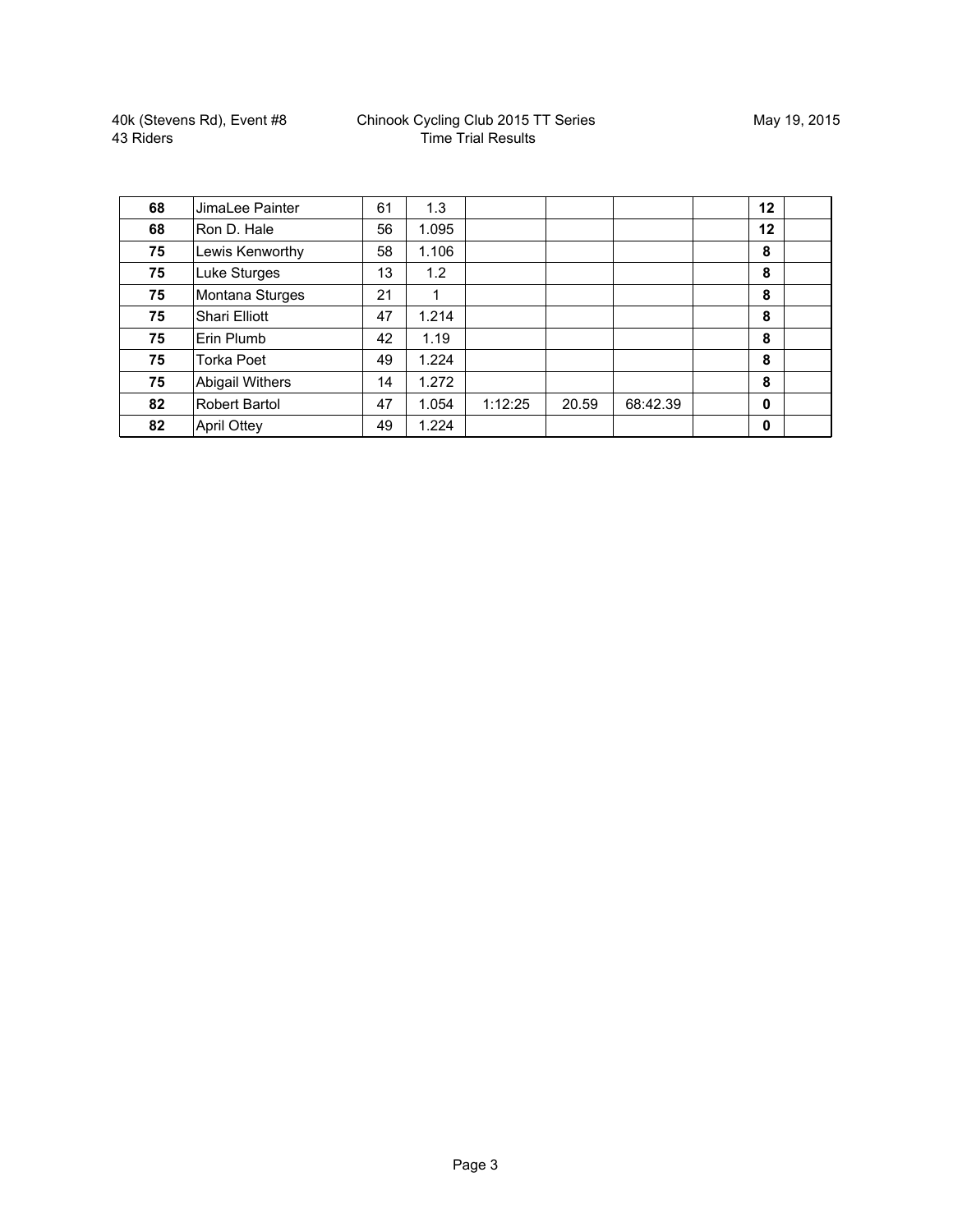40k (Stevens Rd), Event #8
43 Riders

Chinook Cycling Club 2015 TT Series
Time Trial Results

May 19, 2015

| | | | | | | | | | |
|---|---|---|---|---|---|---|---|---|---|
| **68** | JimaLee Painter | 61 | 1.3 | | | | | **12** | |
| **68** | Ron D. Hale | 56 | 1.095 | | | | | **12** | |
| **75** | Lewis Kenworthy | 58 | 1.106 | | | | | **8** | |
| **75** | Luke Sturges | 13 | 1.2 | | | | | **8** | |
| **75** | Montana Sturges | 21 | 1 | | | | | **8** | |
| **75** | Shari Elliott | 47 | 1.214 | | | | | **8** | |
| **75** | Erin Plumb | 42 | 1.19 | | | | | **8** | |
| **75** | Torka Poet | 49 | 1.224 | | | | | **8** | |
| **75** | Abigail Withers | 14 | 1.272 | | | | | **8** | |
| **82** | Robert Bartol | 47 | 1.054 | 1:12:25 | 20.59 | 68:42.39 | | **0** | |
| **82** | April Ottey | 49 | 1.224 | | | | | **0** | |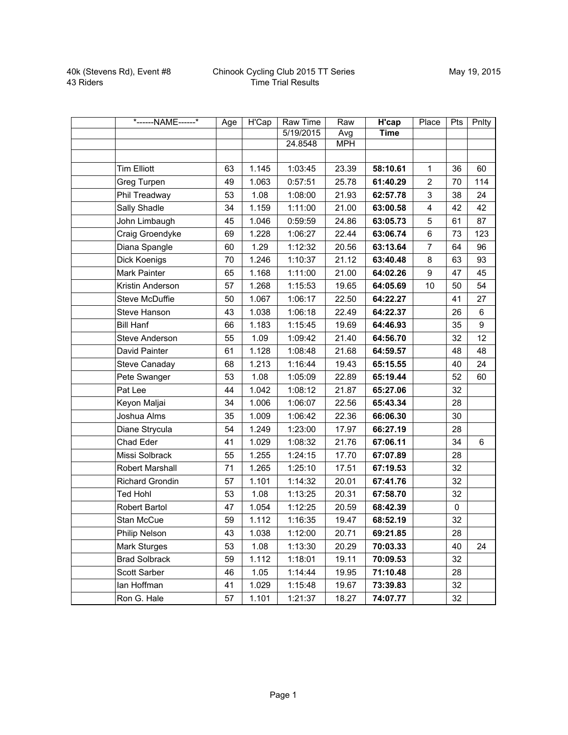40k (Stevens Rd), Event #8
43 Riders

Chinook Cycling Club 2015 TT Series
Time Trial Results

May 19, 2015

| | *------NAME------* | Age | H'Cap | Raw Time | Raw | **H'cap** | Place | Pts | Pnlty |
|---|---|---|---|---|---|---|---|---|---|
| | | | | 5/19/2015 | Avg | **Time** | | | |
| | | | | 24.8548 | MPH | | | | |
| | | | | | | | | | |
| | Tim Elliott | 63 | 1.145 | 1:03:45 | 23.39 | **58:10.61** | 1 | 36 | 60 |
| | Greg Turpen | 49 | 1.063 | 0:57:51 | 25.78 | **61:40.29** | 2 | 70 | 114 |
| | Phil Treadway | 53 | 1.08 | 1:08:00 | 21.93 | **62:57.78** | 3 | 38 | 24 |
| | Sally Shadle | 34 | 1.159 | 1:11:00 | 21.00 | **63:00.58** | 4 | 42 | 42 |
| | John Limbaugh | 45 | 1.046 | 0:59:59 | 24.86 | **63:05.73** | 5 | 61 | 87 |
| | Craig Groendyke | 69 | 1.228 | 1:06:27 | 22.44 | **63:06.74** | 6 | 73 | 123 |
| | Diana Spangle | 60 | 1.29 | 1:12:32 | 20.56 | **63:13.64** | 7 | 64 | 96 |
| | Dick Koenigs | 70 | 1.246 | 1:10:37 | 21.12 | **63:40.48** | 8 | 63 | 93 |
| | Mark Painter | 65 | 1.168 | 1:11:00 | 21.00 | **64:02.26** | 9 | 47 | 45 |
| | Kristin Anderson | 57 | 1.268 | 1:15:53 | 19.65 | **64:05.69** | 10 | 50 | 54 |
| | Steve McDuffie | 50 | 1.067 | 1:06:17 | 22.50 | **64:22.27** | | 41 | 27 |
| | Steve Hanson | 43 | 1.038 | 1:06:18 | 22.49 | **64:22.37** | | 26 | 6 |
| | Bill Hanf | 66 | 1.183 | 1:15:45 | 19.69 | **64:46.93** | | 35 | 9 |
| | Steve Anderson | 55 | 1.09 | 1:09:42 | 21.40 | **64:56.70** | | 32 | 12 |
| | David Painter | 61 | 1.128 | 1:08:48 | 21.68 | **64:59.57** | | 48 | 48 |
| | Steve Canaday | 68 | 1.213 | 1:16:44 | 19.43 | **65:15.55** | | 40 | 24 |
| | Pete Swanger | 53 | 1.08 | 1:05:09 | 22.89 | **65:19.44** | | 52 | 60 |
| | Pat Lee | 44 | 1.042 | 1:08:12 | 21.87 | **65:27.06** | | 32 | |
| | Keyon Maljai | 34 | 1.006 | 1:06:07 | 22.56 | **65:43.34** | | 28 | |
| | Joshua Alms | 35 | 1.009 | 1:06:42 | 22.36 | **66:06.30** | | 30 | |
| | Diane Strycula | 54 | 1.249 | 1:23:00 | 17.97 | **66:27.19** | | 28 | |
| | Chad Eder | 41 | 1.029 | 1:08:32 | 21.76 | **67:06.11** | | 34 | 6 |
| | Missi Solbrack | 55 | 1.255 | 1:24:15 | 17.70 | **67:07.89** | | 28 | |
| | Robert Marshall | 71 | 1.265 | 1:25:10 | 17.51 | **67:19.53** | | 32 | |
| | Richard Grondin | 57 | 1.101 | 1:14:32 | 20.01 | **67:41.76** | | 32 | |
| | Ted Hohl | 53 | 1.08 | 1:13:25 | 20.31 | **67:58.70** | | 32 | |
| | Robert Bartol | 47 | 1.054 | 1:12:25 | 20.59 | **68:42.39** | | 0 | |
| | Stan McCue | 59 | 1.112 | 1:16:35 | 19.47 | **68:52.19** | | 32 | |
| | Philip Nelson | 43 | 1.038 | 1:12:00 | 20.71 | **69:21.85** | | 28 | |
| | Mark Sturges | 53 | 1.08 | 1:13:30 | 20.29 | **70:03.33** | | 40 | 24 |
| | Brad Solbrack | 59 | 1.112 | 1:18:01 | 19.11 | **70:09.53** | | 32 | |
| | Scott Sarber | 46 | 1.05 | 1:14:44 | 19.95 | **71:10.48** | | 28 | |
| | Ian Hoffman | 41 | 1.029 | 1:15:48 | 19.67 | **73:39.83** | | 32 | |
| | Ron G. Hale | 57 | 1.101 | 1:21:37 | 18.27 | **74:07.77** | | 32 | |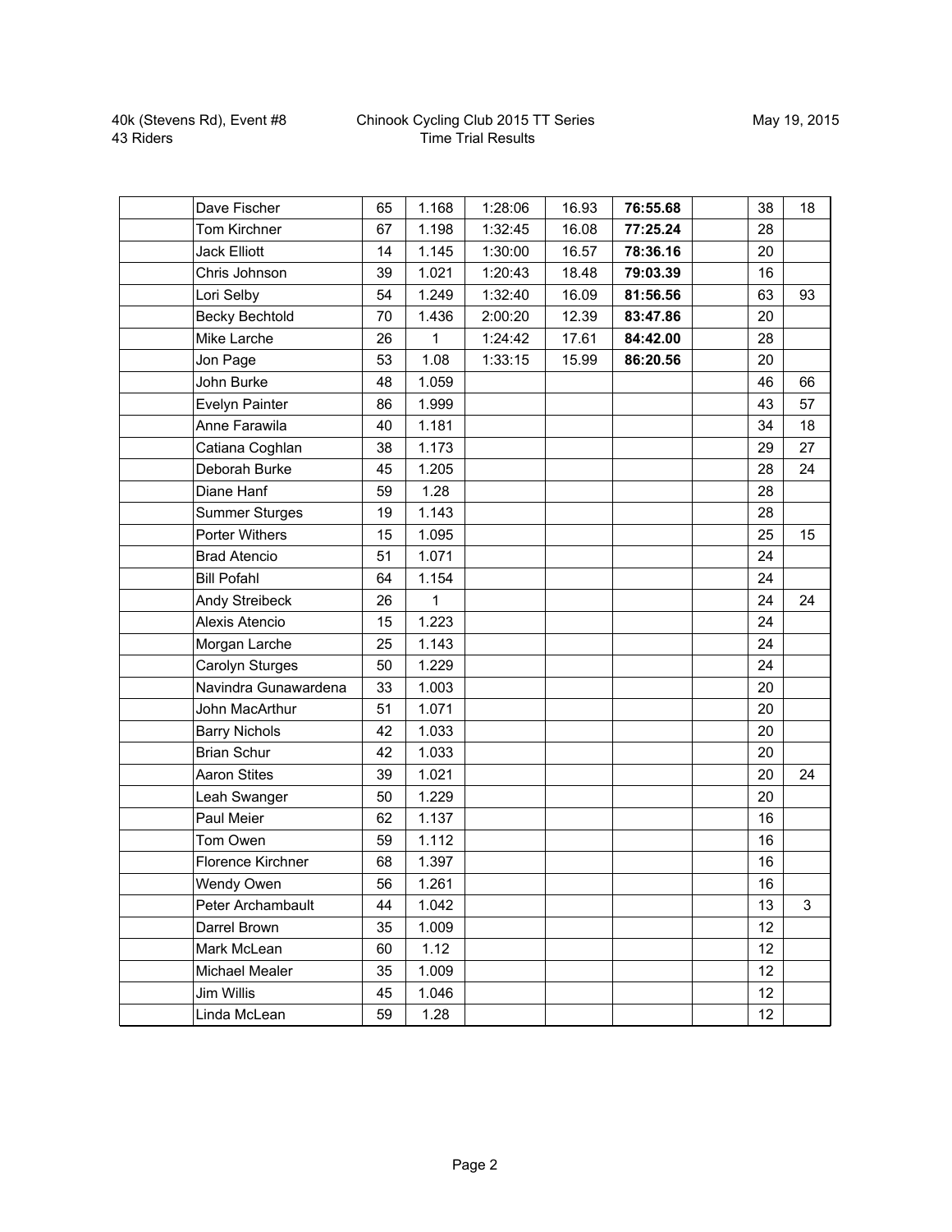40k (Stevens Rd), Event #8
43 Riders

Chinook Cycling Club 2015 TT Series
Time Trial Results

May 19, 2015

| | | | | | | | | | |
|---|---|---|---|---|---|---|---|---|---|
| | Dave Fischer | 65 | 1.168 | 1:28:06 | 16.93 | **76:55.68** | | 38 | 18 |
| | Tom Kirchner | 67 | 1.198 | 1:32:45 | 16.08 | **77:25.24** | | 28 | |
| | Jack Elliott | 14 | 1.145 | 1:30:00 | 16.57 | **78:36.16** | | 20 | |
| | Chris Johnson | 39 | 1.021 | 1:20:43 | 18.48 | **79:03.39** | | 16 | |
| | Lori Selby | 54 | 1.249 | 1:32:40 | 16.09 | **81:56.56** | | 63 | 93 |
| | Becky Bechtold | 70 | 1.436 | 2:00:20 | 12.39 | **83:47.86** | | 20 | |
| | Mike Larche | 26 | 1 | 1:24:42 | 17.61 | **84:42.00** | | 28 | |
| | Jon Page | 53 | 1.08 | 1:33:15 | 15.99 | **86:20.56** | | 20 | |
| | John Burke | 48 | 1.059 | | | | | 46 | 66 |
| | Evelyn Painter | 86 | 1.999 | | | | | 43 | 57 |
| | Anne Farawila | 40 | 1.181 | | | | | 34 | 18 |
| | Catiana Coghlan | 38 | 1.173 | | | | | 29 | 27 |
| | Deborah Burke | 45 | 1.205 | | | | | 28 | 24 |
| | Diane Hanf | 59 | 1.28 | | | | | 28 | |
| | Summer Sturges | 19 | 1.143 | | | | | 28 | |
| | Porter Withers | 15 | 1.095 | | | | | 25 | 15 |
| | Brad Atencio | 51 | 1.071 | | | | | 24 | |
| | Bill Pofahl | 64 | 1.154 | | | | | 24 | |
| | Andy Streibeck | 26 | 1 | | | | | 24 | 24 |
| | Alexis Atencio | 15 | 1.223 | | | | | 24 | |
| | Morgan Larche | 25 | 1.143 | | | | | 24 | |
| | Carolyn Sturges | 50 | 1.229 | | | | | 24 | |
| | Navindra Gunawardena | 33 | 1.003 | | | | | 20 | |
| | John MacArthur | 51 | 1.071 | | | | | 20 | |
| | Barry Nichols | 42 | 1.033 | | | | | 20 | |
| | Brian Schur | 42 | 1.033 | | | | | 20 | |
| | Aaron Stites | 39 | 1.021 | | | | | 20 | 24 |
| | Leah Swanger | 50 | 1.229 | | | | | 20 | |
| | Paul Meier | 62 | 1.137 | | | | | 16 | |
| | Tom Owen | 59 | 1.112 | | | | | 16 | |
| | Florence Kirchner | 68 | 1.397 | | | | | 16 | |
| | Wendy Owen | 56 | 1.261 | | | | | 16 | |
| | Peter Archambault | 44 | 1.042 | | | | | 13 | 3 |
| | Darrel Brown | 35 | 1.009 | | | | | 12 | |
| | Mark McLean | 60 | 1.12 | | | | | 12 | |
| | Michael Mealer | 35 | 1.009 | | | | | 12 | |
| | Jim Willis | 45 | 1.046 | | | | | 12 | |
| | Linda McLean | 59 | 1.28 | | | | | 12 | |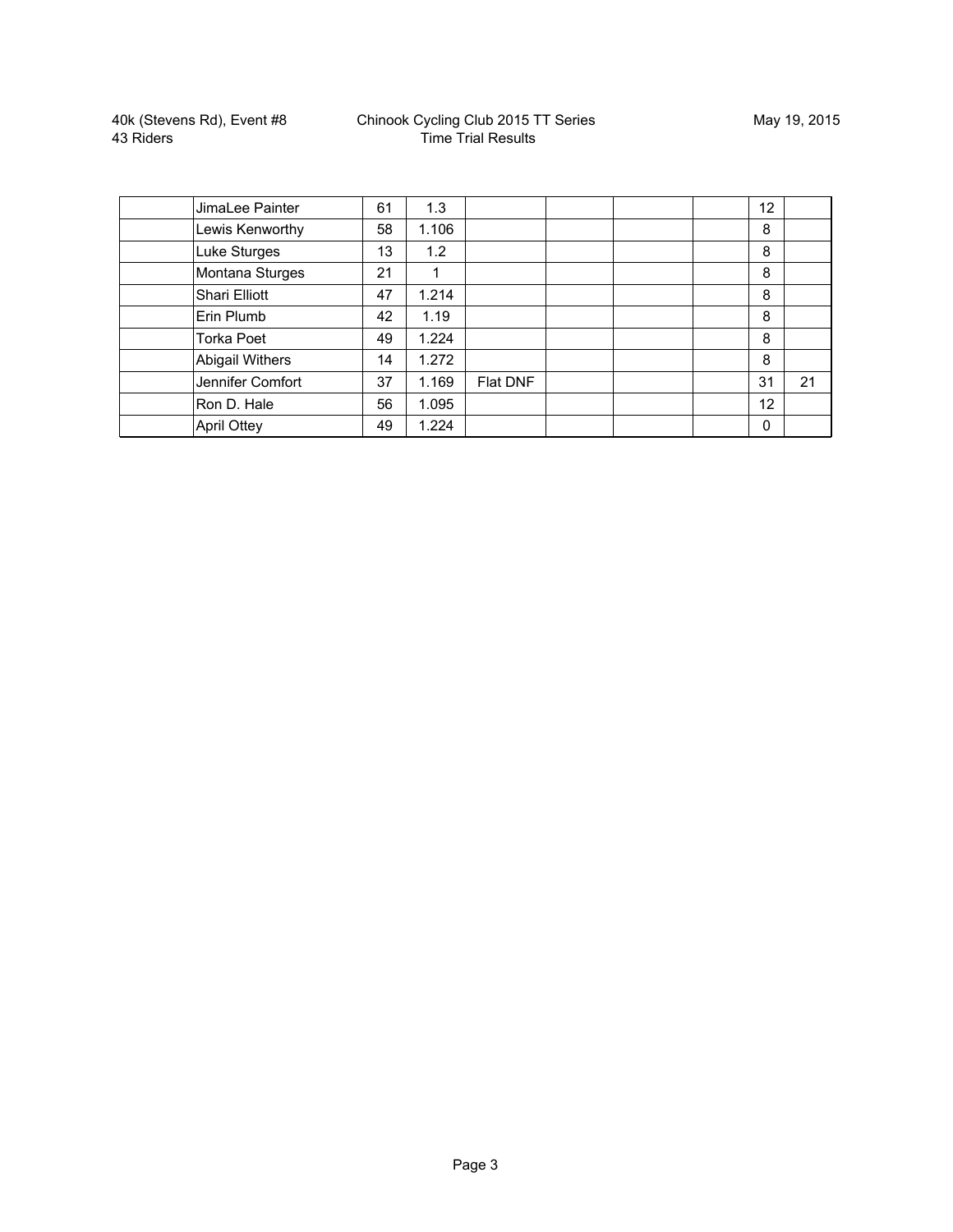| | | | | | | | | | |
|---|---|---|---|---|---|---|---|---|---|
| | JimaLee Painter | 61 | 1.3 | | | | | 12 | |
| | Lewis Kenworthy | 58 | 1.106 | | | | | 8 | |
| | Luke Sturges | 13 | 1.2 | | | | | 8 | |
| | Montana Sturges | 21 | 1 | | | | | 8 | |
| | Shari Elliott | 47 | 1.214 | | | | | 8 | |
| | Erin Plumb | 42 | 1.19 | | | | | 8 | |
| | Torka Poet | 49 | 1.224 | | | | | 8 | |
| | Abigail Withers | 14 | 1.272 | | | | | 8 | |
| | Jennifer Comfort | 37 | 1.169 | Flat DNF | | | | 31 | 21 |
| | Ron D. Hale | 56 | 1.095 | | | | | 12 | |
| | April Ottey | 49 | 1.224 | | | | | 0 | |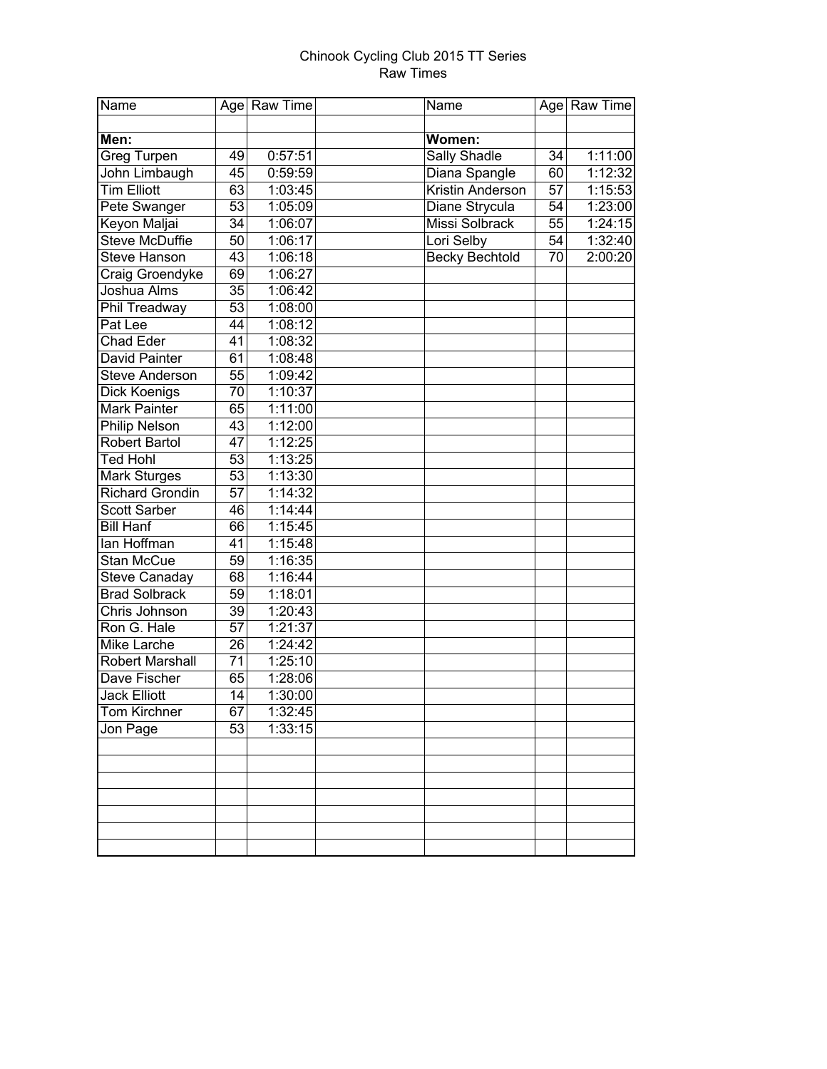Chinook Cycling Club 2015 TT Series
Raw Times

| Name | Age | Raw Time | | Name | Age | Raw Time |
|---|---|---|---|---|---|---|
| | | | | | | |
| **Men:** | | | | **Women:** | | |
| Greg Turpen | 49 | 0:57:51 | | Sally Shadle | 34 | 1:11:00 |
| John Limbaugh | 45 | 0:59:59 | | Diana Spangle | 60 | 1:12:32 |
| Tim Elliott | 63 | 1:03:45 | | Kristin Anderson | 57 | 1:15:53 |
| Pete Swanger | 53 | 1:05:09 | | Diane Strycula | 54 | 1:23:00 |
| Keyon Maljai | 34 | 1:06:07 | | Missi Solbrack | 55 | 1:24:15 |
| Steve McDuffie | 50 | 1:06:17 | | Lori Selby | 54 | 1:32:40 |
| Steve Hanson | 43 | 1:06:18 | | Becky Bechtold | 70 | 2:00:20 |
| Craig Groendyke | 69 | 1:06:27 | | | | |
| Joshua Alms | 35 | 1:06:42 | | | | |
| Phil Treadway | 53 | 1:08:00 | | | | |
| Pat Lee | 44 | 1:08:12 | | | | |
| Chad Eder | 41 | 1:08:32 | | | | |
| David Painter | 61 | 1:08:48 | | | | |
| Steve Anderson | 55 | 1:09:42 | | | | |
| Dick Koenigs | 70 | 1:10:37 | | | | |
| Mark Painter | 65 | 1:11:00 | | | | |
| Philip Nelson | 43 | 1:12:00 | | | | |
| Robert Bartol | 47 | 1:12:25 | | | | |
| Ted Hohl | 53 | 1:13:25 | | | | |
| Mark Sturges | 53 | 1:13:30 | | | | |
| Richard Grondin | 57 | 1:14:32 | | | | |
| Scott Sarber | 46 | 1:14:44 | | | | |
| Bill Hanf | 66 | 1:15:45 | | | | |
| Ian Hoffman | 41 | 1:15:48 | | | | |
| Stan McCue | 59 | 1:16:35 | | | | |
| Steve Canaday | 68 | 1:16:44 | | | | |
| Brad Solbrack | 59 | 1:18:01 | | | | |
| Chris Johnson | 39 | 1:20:43 | | | | |
| Ron G. Hale | 57 | 1:21:37 | | | | |
| Mike Larche | 26 | 1:24:42 | | | | |
| Robert Marshall | 71 | 1:25:10 | | | | |
| Dave Fischer | 65 | 1:28:06 | | | | |
| Jack Elliott | 14 | 1:30:00 | | | | |
| Tom Kirchner | 67 | 1:32:45 | | | | |
| Jon Page | 53 | 1:33:15 | | | | |